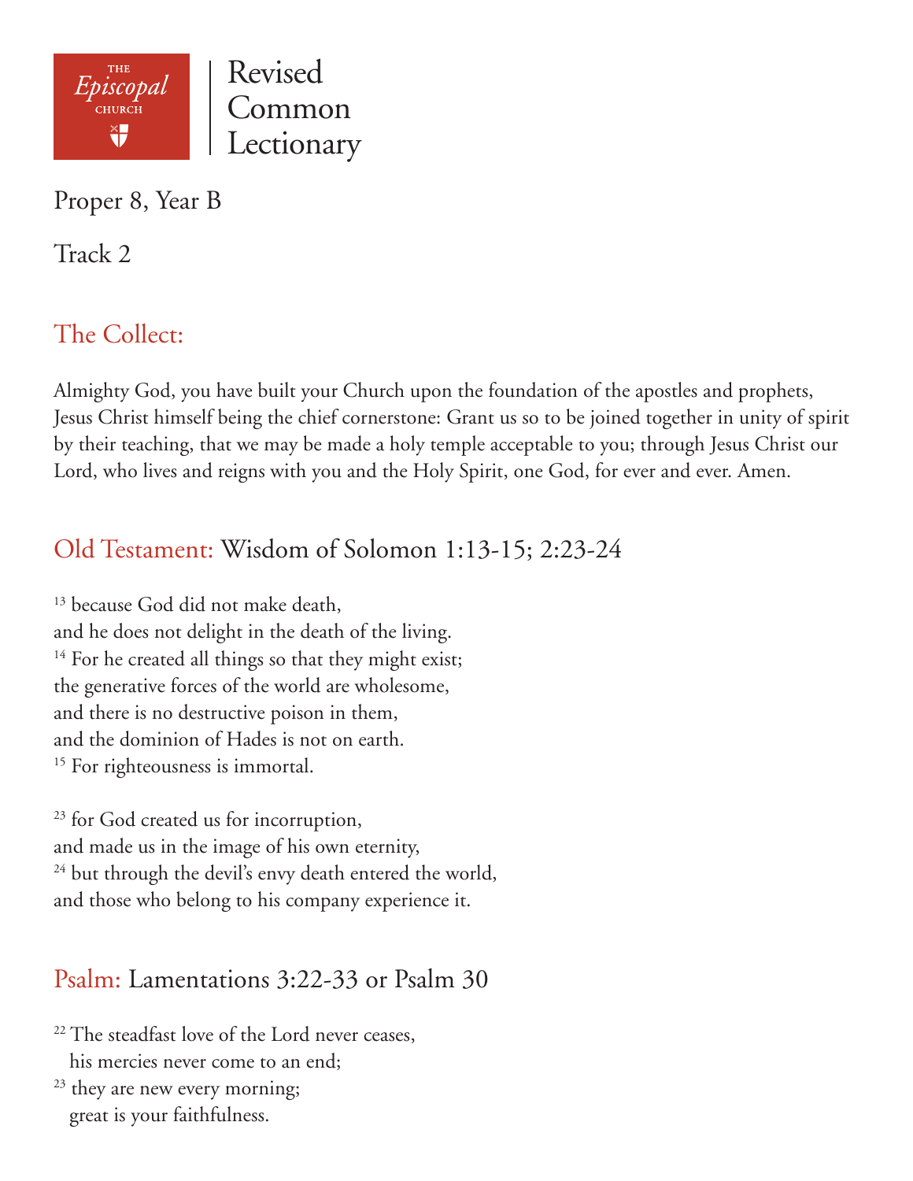THE *Episcopal* CHURCH

Revised Common Lectionary

Proper 8, Year B

Track 2

## The Collect:

Almighty God, you have built your Church upon the foundation of the apostles and prophets, Jesus Christ himself being the chief cornerstone: Grant us so to be joined together in unity of spirit by their teaching, that we may be made a holy temple acceptable to you; through Jesus Christ our Lord, who lives and reigns with you and the Holy Spirit, one God, for ever and ever. Amen.

## Old Testament: Wisdom of Solomon 1:13-15; 2:23-24

[13] because God did not make death,
and he does not delight in the death of the living.
[14] For he created all things so that they might exist;
the generative forces of the world are wholesome,
and there is no destructive poison in them,
and the dominion of Hades is not on earth.
[15] For righteousness is immortal.

[23] for God created us for incorruption,
and made us in the image of his own eternity,
[24] but through the devil's envy death entered the world,
and those who belong to his company experience it.

## Psalm: Lamentations 3:22-33 or Psalm 30

[22] The steadfast love of the Lord never ceases,
his mercies never come to an end;
[23] they are new every morning;
great is your faithfulness.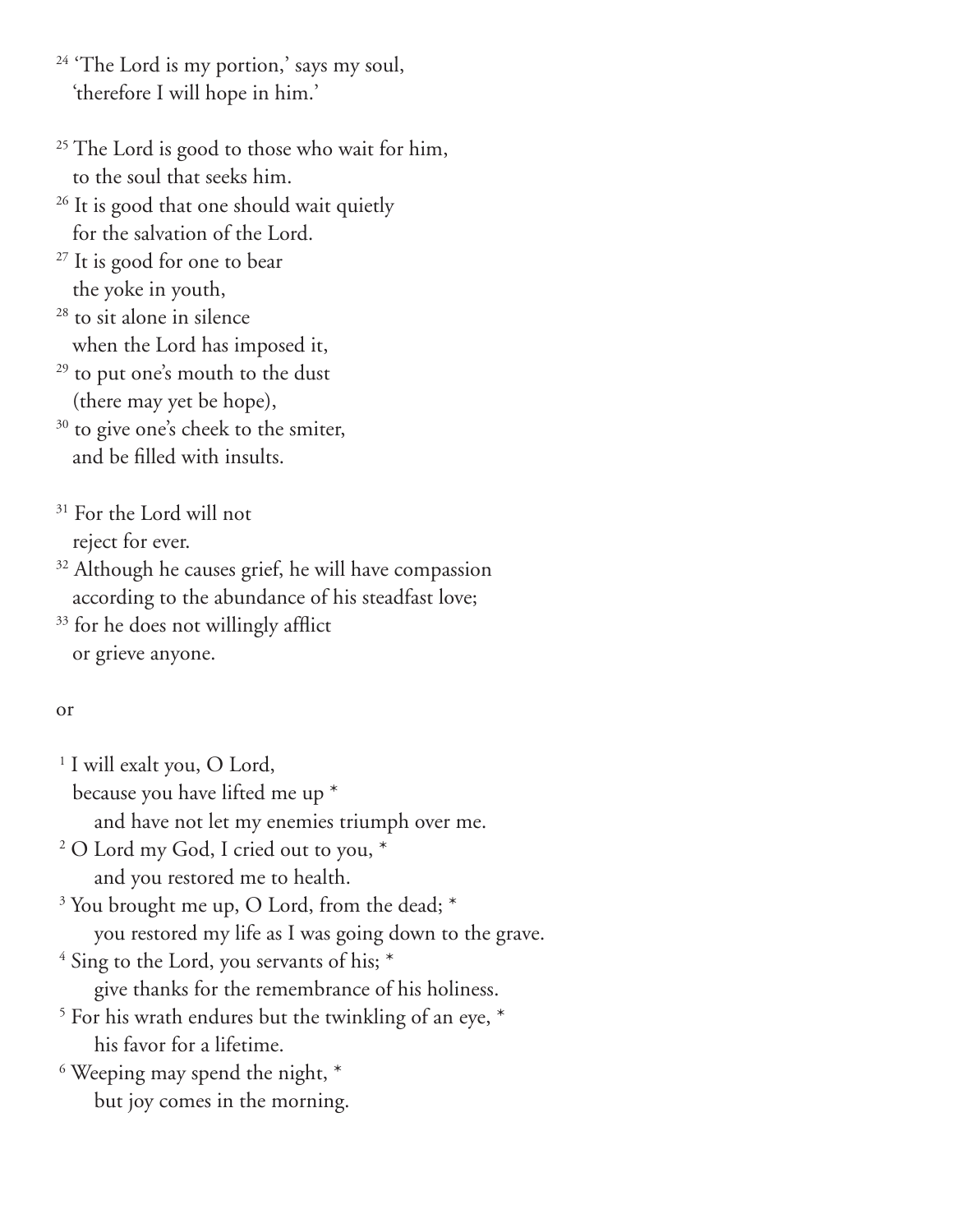[24] 'The Lord is my portion,' says my soul,
'therefore I will hope in him.'

[25] The Lord is good to those who wait for him,
to the soul that seeks him.
[26] It is good that one should wait quietly
for the salvation of the Lord.
[27] It is good for one to bear
the yoke in youth,
[28] to sit alone in silence
when the Lord has imposed it,
[29] to put one's mouth to the dust
(there may yet be hope),
[30] to give one's cheek to the smiter,
and be filled with insults.

[31] For the Lord will not
reject for ever.
[32] Although he causes grief, he will have compassion
according to the abundance of his steadfast love;
[33] for he does not willingly afflict
or grieve anyone.

or

[1] I will exalt you, O Lord,
because you have lifted me up *
and have not let my enemies triumph over me.
[2] O Lord my God, I cried out to you, *
and you restored me to health.
[3] You brought me up, O Lord, from the dead; *
you restored my life as I was going down to the grave.
[4] Sing to the Lord, you servants of his; *
give thanks for the remembrance of his holiness.
[5] For his wrath endures but the twinkling of an eye, *
his favor for a lifetime.
[6] Weeping may spend the night, *
but joy comes in the morning.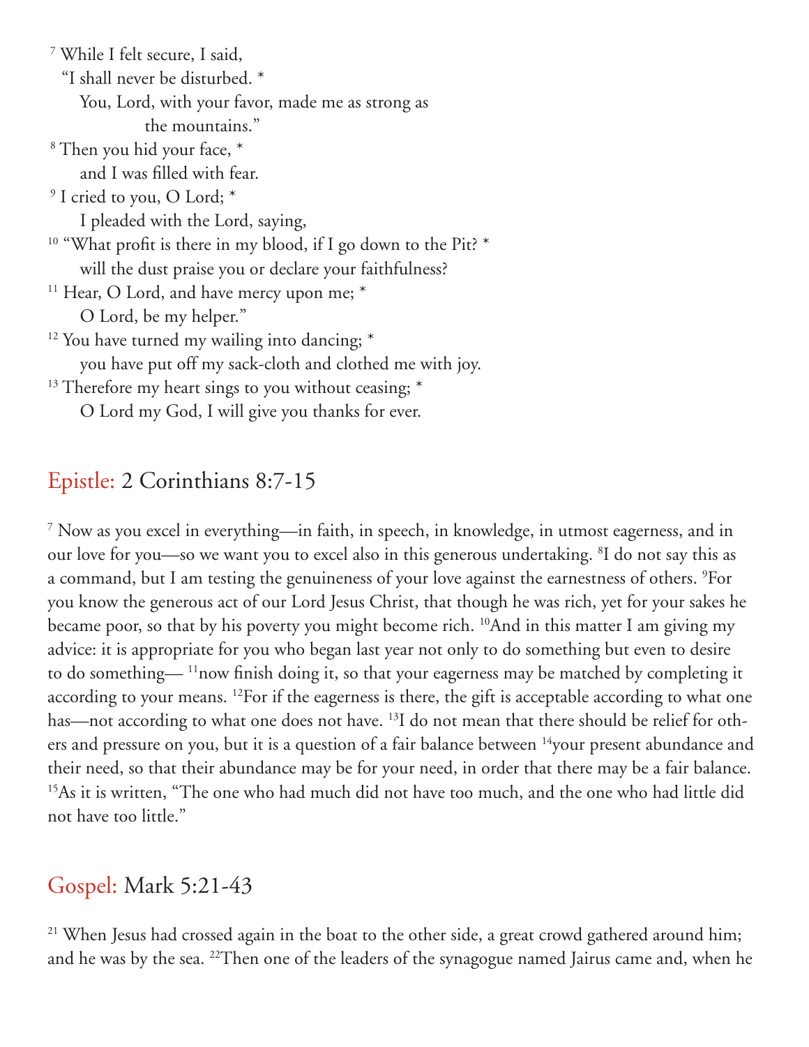[7] While I felt secure, I said,
"I shall never be disturbed. *
You, Lord, with your favor, made me as strong as the mountains."

[8] Then you hid your face, *
and I was filled with fear.

[9] I cried to you, O Lord; *
I pleaded with the Lord, saying,

[10] "What profit is there in my blood, if I go down to the Pit? *
will the dust praise you or declare your faithfulness?

[11] Hear, O Lord, and have mercy upon me; *
O Lord, be my helper."

[12] You have turned my wailing into dancing; *
you have put off my sack-cloth and clothed me with joy.

[13] Therefore my heart sings to you without ceasing; *
O Lord my God, I will give you thanks for ever.

## Epistle: 2 Corinthians 8:7-15

[7] Now as you excel in everything—in faith, in speech, in knowledge, in utmost eagerness, and in our love for you—so we want you to excel also in this generous undertaking. [8]I do not say this as a command, but I am testing the genuineness of your love against the earnestness of others. [9]For you know the generous act of our Lord Jesus Christ, that though he was rich, yet for your sakes he became poor, so that by his poverty you might become rich. [10]And in this matter I am giving my advice: it is appropriate for you who began last year not only to do something but even to desire to do something— [11]now finish doing it, so that your eagerness may be matched by completing it according to your means. [12]For if the eagerness is there, the gift is acceptable according to what one has—not according to what one does not have. [13]I do not mean that there should be relief for others and pressure on you, but it is a question of a fair balance between [14]your present abundance and their need, so that their abundance may be for your need, in order that there may be a fair balance. [15]As it is written, "The one who had much did not have too much, and the one who had little did not have too little."

## Gospel: Mark 5:21-43

[21] When Jesus had crossed again in the boat to the other side, a great crowd gathered around him; and he was by the sea. [22]Then one of the leaders of the synagogue named Jairus came and, when he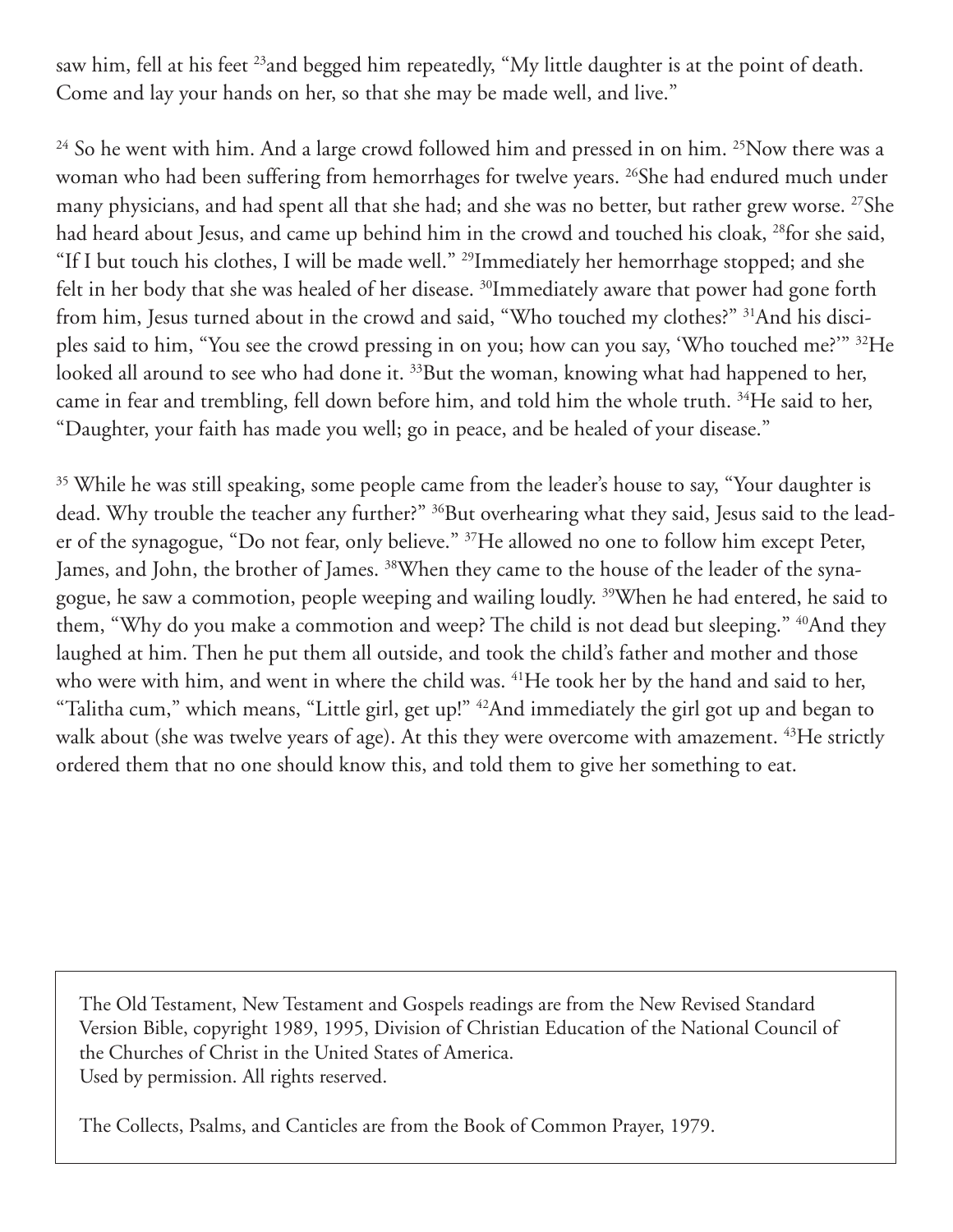saw him, fell at his feet [23]and begged him repeatedly, "My little daughter is at the point of death. Come and lay your hands on her, so that she may be made well, and live."

[24] So he went with him. And a large crowd followed him and pressed in on him. [25]Now there was a woman who had been suffering from hemorrhages for twelve years. [26]She had endured much under many physicians, and had spent all that she had; and she was no better, but rather grew worse. [27]She had heard about Jesus, and came up behind him in the crowd and touched his cloak, [28]for she said, "If I but touch his clothes, I will be made well." [29]Immediately her hemorrhage stopped; and she felt in her body that she was healed of her disease. [30]Immediately aware that power had gone forth from him, Jesus turned about in the crowd and said, "Who touched my clothes?" [31]And his disciples said to him, "You see the crowd pressing in on you; how can you say, 'Who touched me?'" [32]He looked all around to see who had done it. [33]But the woman, knowing what had happened to her, came in fear and trembling, fell down before him, and told him the whole truth. [34]He said to her, "Daughter, your faith has made you well; go in peace, and be healed of your disease."

[35] While he was still speaking, some people came from the leader's house to say, "Your daughter is dead. Why trouble the teacher any further?" [36]But overhearing what they said, Jesus said to the leader of the synagogue, "Do not fear, only believe." [37]He allowed no one to follow him except Peter, James, and John, the brother of James. [38]When they came to the house of the leader of the synagogue, he saw a commotion, people weeping and wailing loudly. [39]When he had entered, he said to them, "Why do you make a commotion and weep? The child is not dead but sleeping." [40]And they laughed at him. Then he put them all outside, and took the child's father and mother and those who were with him, and went in where the child was. [41]He took her by the hand and said to her, "Talitha cum," which means, "Little girl, get up!" [42]And immediately the girl got up and began to walk about (she was twelve years of age). At this they were overcome with amazement. [43]He strictly ordered them that no one should know this, and told them to give her something to eat.

The Old Testament, New Testament and Gospels readings are from the New Revised Standard Version Bible, copyright 1989, 1995, Division of Christian Education of the National Council of the Churches of Christ in the United States of America.
Used by permission. All rights reserved.

The Collects, Psalms, and Canticles are from the Book of Common Prayer, 1979.